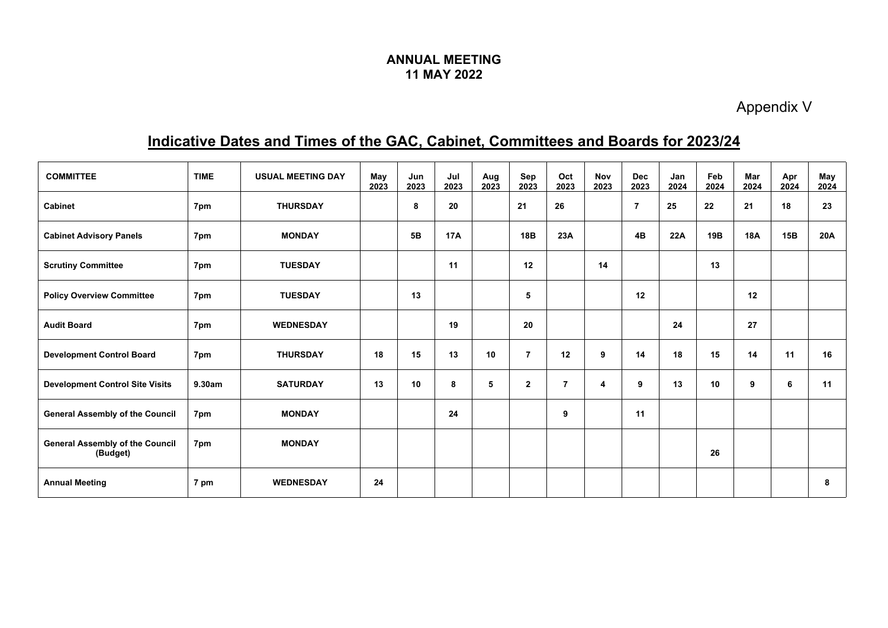**ANNUAL MEETING**
**11 MAY 2022**

Appendix V

# Indicative Dates and Times of the GAC, Cabinet, Committees and Boards for 2023/24

| COMMITTEE | TIME | USUAL MEETING DAY | May 2023 | Jun 2023 | Jul 2023 | Aug 2023 | Sep 2023 | Oct 2023 | Nov 2023 | Dec 2023 | Jan 2024 | Feb 2024 | Mar 2024 | Apr 2024 | May 2024 |
|---|---|---|---|---|---|---|---|---|---|---|---|---|---|---|---|
| **Cabinet** | **7pm** | **THURSDAY** | | **8** | **20** | | **21** | **26** | | **7** | **25** | **22** | **21** | **18** | **23** |
| **Cabinet Advisory Panels** | **7pm** | **MONDAY** | | **5B** | **17A** | | **18B** | **23A** | | **4B** | **22A** | **19B** | **18A** | **15B** | **20A** |
| **Scrutiny Committee** | **7pm** | **TUESDAY** | | | **11** | | **12** | | **14** | | | **13** | | | |
| **Policy Overview Committee** | **7pm** | **TUESDAY** | | **13** | | | **5** | | | **12** | | | **12** | | |
| **Audit Board** | **7pm** | **WEDNESDAY** | | | **19** | | **20** | | | | **24** | | **27** | | |
| **Development Control Board** | **7pm** | **THURSDAY** | **18** | **15** | **13** | **10** | **7** | **12** | **9** | **14** | **18** | **15** | **14** | **11** | **16** |
| **Development Control Site Visits** | **9.30am** | **SATURDAY** | **13** | **10** | **8** | **5** | **2** | **7** | **4** | **9** | **13** | **10** | **9** | **6** | **11** |
| **General Assembly of the Council** | **7pm** | **MONDAY** | | | **24** | | | **9** | | **11** | | | | | |
| **General Assembly of the Council (Budget)** | **7pm** | **MONDAY** | | | | | | | | | | **26** | | | |
| **Annual Meeting** | **7 pm** | **WEDNESDAY** | **24** | | | | | | | | | | | | **8** |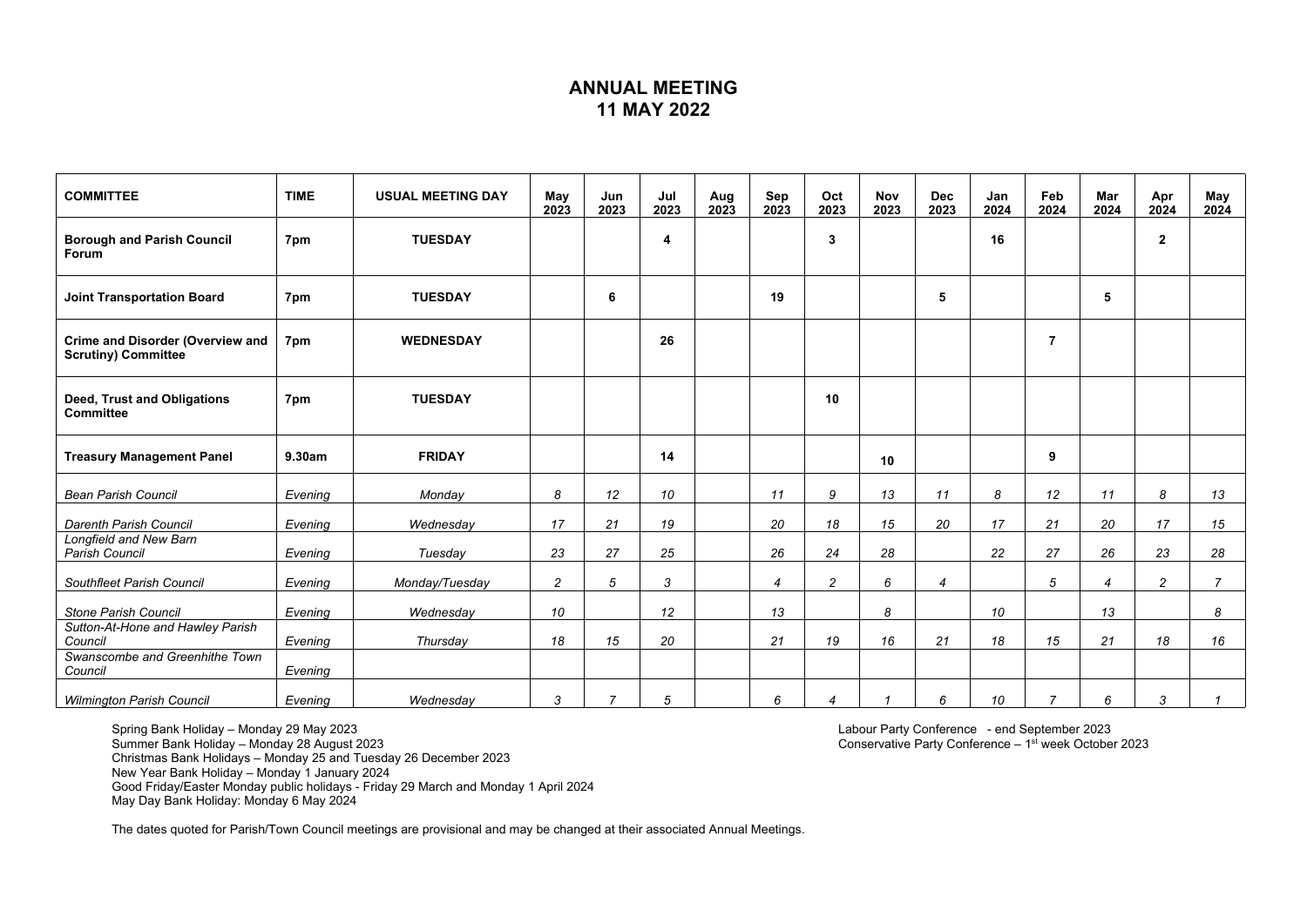# ANNUAL MEETING
# 11 MAY 2022

| COMMITTEE | TIME | USUAL MEETING DAY | May 2023 | Jun 2023 | Jul 2023 | Aug 2023 | Sep 2023 | Oct 2023 | Nov 2023 | Dec 2023 | Jan 2024 | Feb 2024 | Mar 2024 | Apr 2024 | May 2024 |
|---|---|---|---|---|---|---|---|---|---|---|---|---|---|---|---|
| **Borough and Parish Council Forum** | **7pm** | **TUESDAY** | | | **4** | | | **3** | | | **16** | | | **2** | |
| **Joint Transportation Board** | **7pm** | **TUESDAY** | | **6** | | | **19** | | | **5** | | | **5** | | |
| **Crime and Disorder (Overview and Scrutiny) Committee** | **7pm** | **WEDNESDAY** | | | **26** | | | | | | | **7** | | | |
| **Deed, Trust and Obligations Committee** | **7pm** | **TUESDAY** | | | | | | **10** | | | | | | | |
| **Treasury Management Panel** | **9.30am** | **FRIDAY** | | | **14** | | | | **10** | | | **9** | | | |
| *Bean Parish Council* | *Evening* | *Monday* | *8* | *12* | *10* | | *11* | *9* | *13* | *11* | *8* | *12* | *11* | *8* | *13* |
| *Darenth Parish Council* | *Evening* | *Wednesday* | *17* | *21* | *19* | | *20* | *18* | *15* | *20* | *17* | *21* | *20* | *17* | *15* |
| *Longfield and New Barn Parish Council* | *Evening* | *Tuesday* | *23* | *27* | *25* | | *26* | *24* | *28* | | *22* | *27* | *26* | *23* | *28* |
| *Southfleet Parish Council* | *Evening* | *Monday/Tuesday* | *2* | *5* | *3* | | *4* | *2* | *6* | *4* | | *5* | *4* | *2* | *7* |
| *Stone Parish Council* | *Evening* | *Wednesday* | *10* | | *12* | | *13* | | *8* | | *10* | | *13* | | *8* |
| *Sutton-At-Hone and Hawley Parish Council* | *Evening* | *Thursday* | *18* | *15* | *20* | | *21* | *19* | *16* | *21* | *18* | *15* | *21* | *18* | *16* |
| *Swanscombe and Greenhithe Town Council* | *Evening* | | | | | | | | | | | | | | |
| *Wilmington Parish Council* | *Evening* | *Wednesday* | *3* | *7* | *5* | | *6* | *4* | *1* | *6* | *10* | *7* | *6* | *3* | *1* |

Spring Bank Holiday – Monday 29 May 2023
Summer Bank Holiday – Monday 28 August 2023
Christmas Bank Holidays – Monday 25 and Tuesday 26 December 2023
New Year Bank Holiday – Monday 1 January 2024
Good Friday/Easter Monday public holidays - Friday 29 March and Monday 1 April 2024
May Day Bank Holiday: Monday 6 May 2024

Labour Party Conference - end September 2023
Conservative Party Conference – 1st week October 2023

The dates quoted for Parish/Town Council meetings are provisional and may be changed at their associated Annual Meetings.